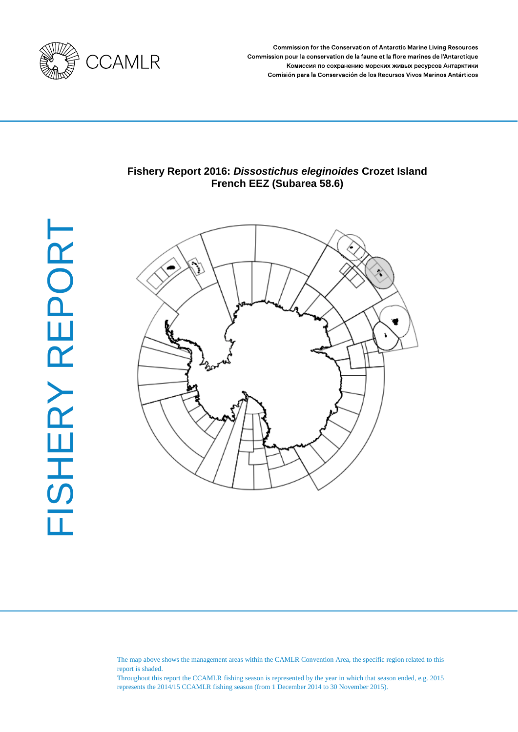CCAMLR

Commission for the Conservation of Antarctic Marine Living Resources
Commission pour la conservation de la faune et la flore marines de l'Antarctique
Комиссия по сохранению морских живых ресурсов Антарктики
Comisión para la Conservación de los Recursos Vivos Marinos Antárticos

FISHERY REPORT

# Fishery Report 2016: *Dissostichus eleginoides* Crozet Island French EEZ (Subarea 58.6)

The map above shows the management areas within the CAMLR Convention Area, the specific region related to this report is shaded.

Throughout this report the CCAMLR fishing season is represented by the year in which that season ended, e.g. 2015 represents the 2014/15 CCAMLR fishing season (from 1 December 2014 to 30 November 2015).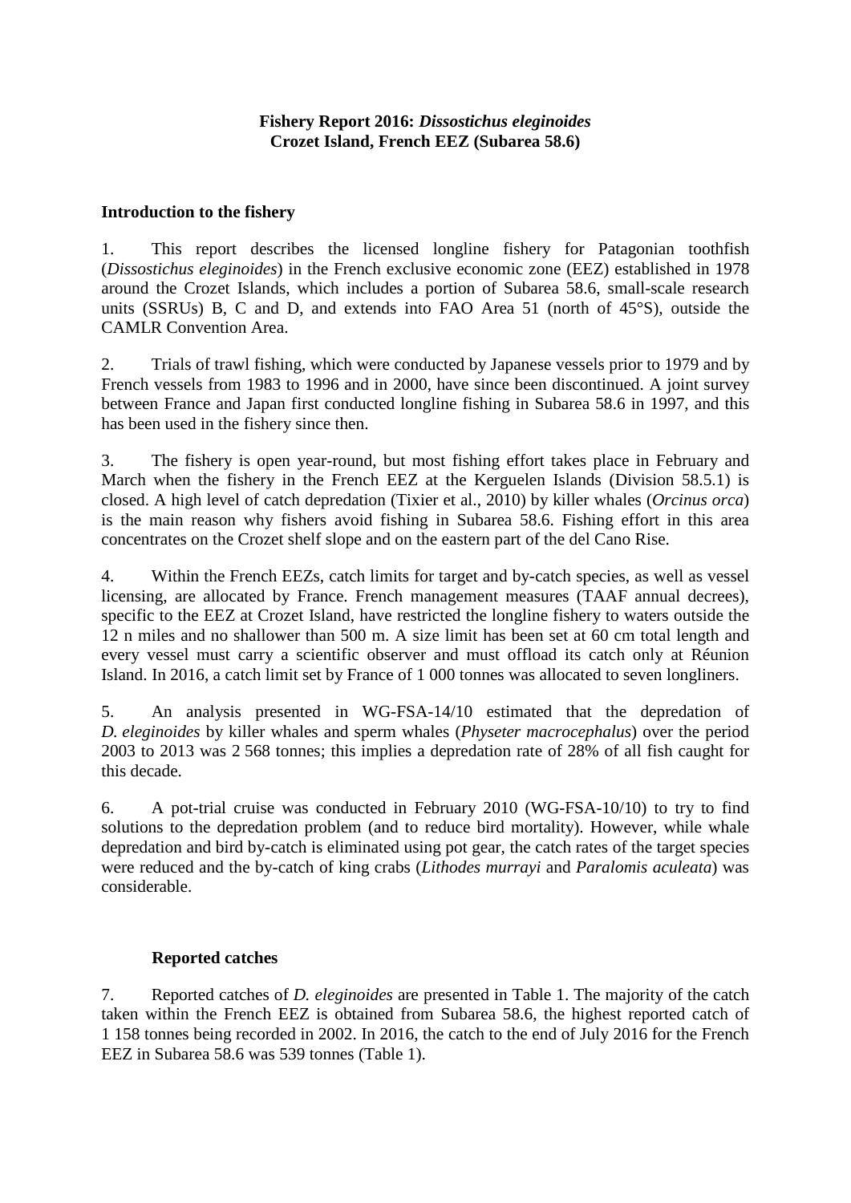**Fishery Report 2016: *Dissostichus eleginoides***
**Crozet Island, French EEZ (Subarea 58.6)**

## Introduction to the fishery

1. This report describes the licensed longline fishery for Patagonian toothfish (*Dissostichus eleginoides*) in the French exclusive economic zone (EEZ) established in 1978 around the Crozet Islands, which includes a portion of Subarea 58.6, small-scale research units (SSRUs) B, C and D, and extends into FAO Area 51 (north of 45°S), outside the CAMLR Convention Area.

2. Trials of trawl fishing, which were conducted by Japanese vessels prior to 1979 and by French vessels from 1983 to 1996 and in 2000, have since been discontinued. A joint survey between France and Japan first conducted longline fishing in Subarea 58.6 in 1997, and this has been used in the fishery since then.

3. The fishery is open year-round, but most fishing effort takes place in February and March when the fishery in the French EEZ at the Kerguelen Islands (Division 58.5.1) is closed. A high level of catch depredation (Tixier et al., 2010) by killer whales (*Orcinus orca*) is the main reason why fishers avoid fishing in Subarea 58.6. Fishing effort in this area concentrates on the Crozet shelf slope and on the eastern part of the del Cano Rise.

4. Within the French EEZs, catch limits for target and by-catch species, as well as vessel licensing, are allocated by France. French management measures (TAAF annual decrees), specific to the EEZ at Crozet Island, have restricted the longline fishery to waters outside the 12 n miles and no shallower than 500 m. A size limit has been set at 60 cm total length and every vessel must carry a scientific observer and must offload its catch only at Réunion Island. In 2016, a catch limit set by France of 1 000 tonnes was allocated to seven longliners.

5. An analysis presented in WG-FSA-14/10 estimated that the depredation of *D. eleginoides* by killer whales and sperm whales (*Physeter macrocephalus*) over the period 2003 to 2013 was 2 568 tonnes; this implies a depredation rate of 28% of all fish caught for this decade.

6. A pot-trial cruise was conducted in February 2010 (WG-FSA-10/10) to try to find solutions to the depredation problem (and to reduce bird mortality). However, while whale depredation and bird by-catch is eliminated using pot gear, the catch rates of the target species were reduced and the by-catch of king crabs (*Lithodes murrayi* and *Paralomis aculeata*) was considerable.

### Reported catches

7. Reported catches of *D. eleginoides* are presented in Table 1. The majority of the catch taken within the French EEZ is obtained from Subarea 58.6, the highest reported catch of 1 158 tonnes being recorded in 2002. In 2016, the catch to the end of July 2016 for the French EEZ in Subarea 58.6 was 539 tonnes (Table 1).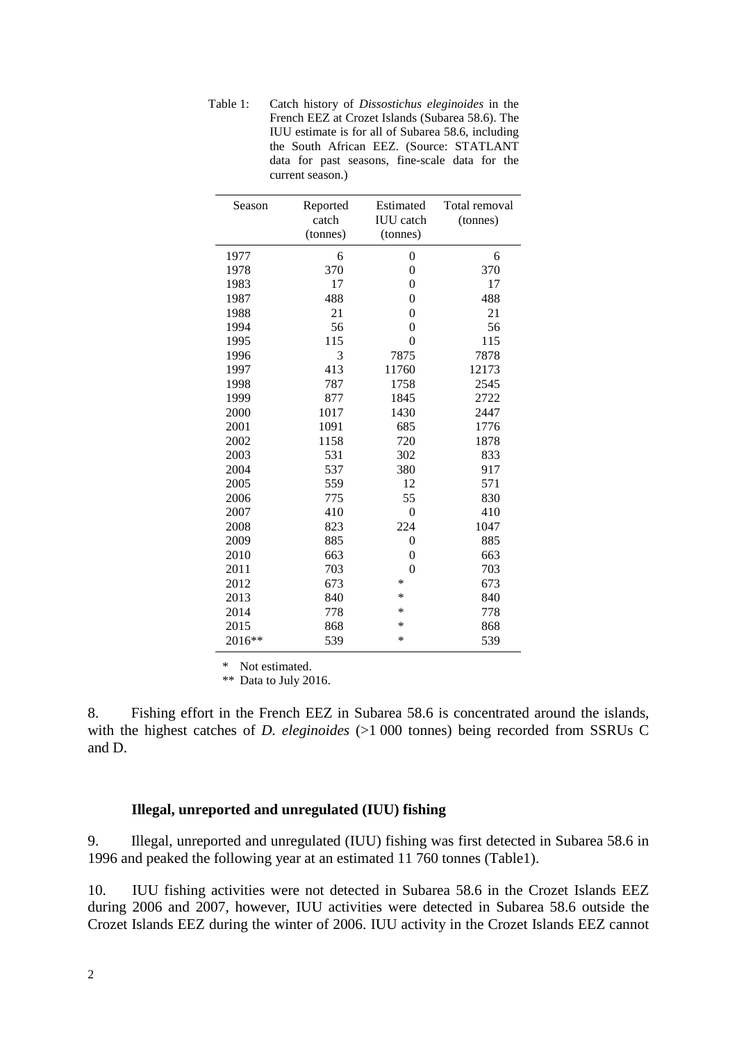Table 1: Catch history of *Dissostichus eleginoides* in the French EEZ at Crozet Islands (Subarea 58.6). The IUU estimate is for all of Subarea 58.6, including the South African EEZ. (Source: STATLANT data for past seasons, fine-scale data for the current season.)

| Season | Reported catch (tonnes) | Estimated IUU catch (tonnes) | Total removal (tonnes) |
|---|---|---|---|
| 1977 | 6 | 0 | 6 |
| 1978 | 370 | 0 | 370 |
| 1983 | 17 | 0 | 17 |
| 1987 | 488 | 0 | 488 |
| 1988 | 21 | 0 | 21 |
| 1994 | 56 | 0 | 56 |
| 1995 | 115 | 0 | 115 |
| 1996 | 3 | 7875 | 7878 |
| 1997 | 413 | 11760 | 12173 |
| 1998 | 787 | 1758 | 2545 |
| 1999 | 877 | 1845 | 2722 |
| 2000 | 1017 | 1430 | 2447 |
| 2001 | 1091 | 685 | 1776 |
| 2002 | 1158 | 720 | 1878 |
| 2003 | 531 | 302 | 833 |
| 2004 | 537 | 380 | 917 |
| 2005 | 559 | 12 | 571 |
| 2006 | 775 | 55 | 830 |
| 2007 | 410 | 0 | 410 |
| 2008 | 823 | 224 | 1047 |
| 2009 | 885 | 0 | 885 |
| 2010 | 663 | 0 | 663 |
| 2011 | 703 | 0 | 703 |
| 2012 | 673 | * | 673 |
| 2013 | 840 | * | 840 |
| 2014 | 778 | * | 778 |
| 2015 | 868 | * | 868 |
| 2016** | 539 | * | 539 |

\* Not estimated.

** Data to July 2016.

8. Fishing effort in the French EEZ in Subarea 58.6 is concentrated around the islands, with the highest catches of *D. eleginoides* (>1 000 tonnes) being recorded from SSRUs C and D.

### Illegal, unreported and unregulated (IUU) fishing

9. Illegal, unreported and unregulated (IUU) fishing was first detected in Subarea 58.6 in 1996 and peaked the following year at an estimated 11 760 tonnes (Table1).

10. IUU fishing activities were not detected in Subarea 58.6 in the Crozet Islands EEZ during 2006 and 2007, however, IUU activities were detected in Subarea 58.6 outside the Crozet Islands EEZ during the winter of 2006. IUU activity in the Crozet Islands EEZ cannot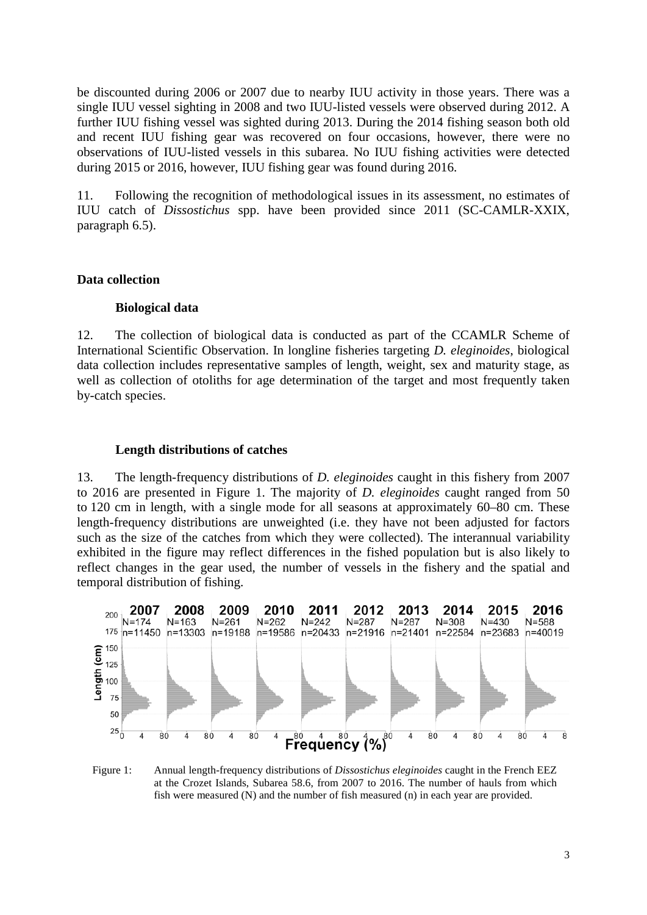be discounted during 2006 or 2007 due to nearby IUU activity in those years. There was a single IUU vessel sighting in 2008 and two IUU-listed vessels were observed during 2012. A further IUU fishing vessel was sighted during 2013. During the 2014 fishing season both old and recent IUU fishing gear was recovered on four occasions, however, there were no observations of IUU-listed vessels in this subarea. No IUU fishing activities were detected during 2015 or 2016, however, IUU fishing gear was found during 2016.

11. Following the recognition of methodological issues in its assessment, no estimates of IUU catch of *Dissostichus* spp. have been provided since 2011 (SC-CAMLR-XXIX, paragraph 6.5).

## Data collection

### Biological data

12. The collection of biological data is conducted as part of the CCAMLR Scheme of International Scientific Observation. In longline fisheries targeting *D. eleginoides*, biological data collection includes representative samples of length, weight, sex and maturity stage, as well as collection of otoliths for age determination of the target and most frequently taken by-catch species.

### Length distributions of catches

13. The length-frequency distributions of *D. eleginoides* caught in this fishery from 2007 to 2016 are presented in Figure 1. The majority of *D. eleginoides* caught ranged from 50 to 120 cm in length, with a single mode for all seasons at approximately 60–80 cm. These length-frequency distributions are unweighted (i.e. they have not been adjusted for factors such as the size of the catches from which they were collected). The interannual variability exhibited in the figure may reflect differences in the fished population but is also likely to reflect changes in the gear used, the number of vessels in the fishery and the spatial and temporal distribution of fishing.

Figure 1: Annual length-frequency distributions of *Dissostichus eleginoides* caught in the French EEZ at the Crozet Islands, Subarea 58.6, from 2007 to 2016. The number of hauls from which fish were measured (N) and the number of fish measured (n) in each year are provided.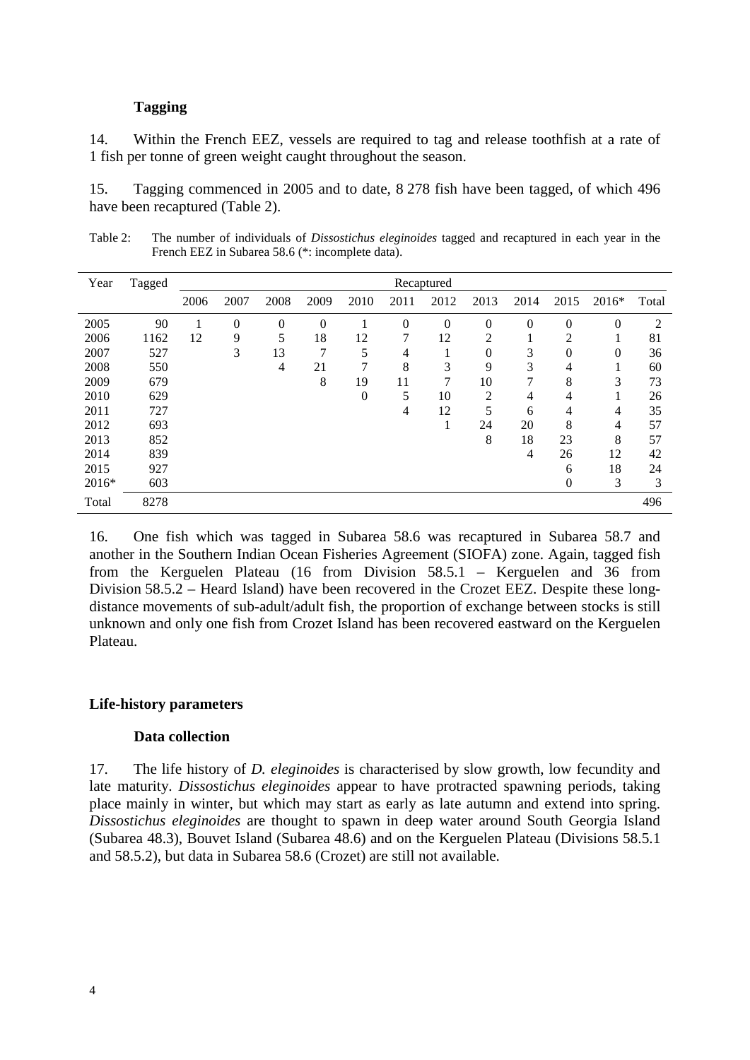### Tagging

14. Within the French EEZ, vessels are required to tag and release toothfish at a rate of 1 fish per tonne of green weight caught throughout the season.

15. Tagging commenced in 2005 and to date, 8 278 fish have been tagged, of which 496 have been recaptured (Table 2).

Table 2: The number of individuals of *Dissostichus eleginoides* tagged and recaptured in each year in the French EEZ in Subarea 58.6 (*: incomplete data).

| Year | Tagged | Recaptured | | | | | | | | | | | |
|---|---|---|---|---|---|---|---|---|---|---|---|---|---|
| | | 2006 | 2007 | 2008 | 2009 | 2010 | 2011 | 2012 | 2013 | 2014 | 2015 | 2016* | Total |
| 2005 | 90 | 1 | 0 | 0 | 0 | 1 | 0 | 0 | 0 | 0 | 0 | 0 | 2 |
| 2006 | 1162 | 12 | 9 | 5 | 18 | 12 | 7 | 12 | 2 | 1 | 2 | 1 | 81 |
| 2007 | 527 | | 3 | 13 | 7 | 5 | 4 | 1 | 0 | 3 | 0 | 0 | 36 |
| 2008 | 550 | | | 4 | 21 | 7 | 8 | 3 | 9 | 3 | 4 | 1 | 60 |
| 2009 | 679 | | | | 8 | 19 | 11 | 7 | 10 | 7 | 8 | 3 | 73 |
| 2010 | 629 | | | | | 0 | 5 | 10 | 2 | 4 | 4 | 1 | 26 |
| 2011 | 727 | | | | | | 4 | 12 | 5 | 6 | 4 | 4 | 35 |
| 2012 | 693 | | | | | | | 1 | 24 | 20 | 8 | 4 | 57 |
| 2013 | 852 | | | | | | | | 8 | 18 | 23 | 8 | 57 |
| 2014 | 839 | | | | | | | | | 4 | 26 | 12 | 42 |
| 2015 | 927 | | | | | | | | | | 6 | 18 | 24 |
| 2016* | 603 | | | | | | | | | | 0 | 3 | 3 |
| Total | 8278 | | | | | | | | | | | | 496 |

16. One fish which was tagged in Subarea 58.6 was recaptured in Subarea 58.7 and another in the Southern Indian Ocean Fisheries Agreement (SIOFA) zone. Again, tagged fish from the Kerguelen Plateau (16 from Division 58.5.1 – Kerguelen and 36 from Division 58.5.2 – Heard Island) have been recovered in the Crozet EEZ. Despite these long-distance movements of sub-adult/adult fish, the proportion of exchange between stocks is still unknown and only one fish from Crozet Island has been recovered eastward on the Kerguelen Plateau.

## Life-history parameters

### Data collection

17. The life history of *D. eleginoides* is characterised by slow growth, low fecundity and late maturity. *Dissostichus eleginoides* appear to have protracted spawning periods, taking place mainly in winter, but which may start as early as late autumn and extend into spring. *Dissostichus eleginoides* are thought to spawn in deep water around South Georgia Island (Subarea 48.3), Bouvet Island (Subarea 48.6) and on the Kerguelen Plateau (Divisions 58.5.1 and 58.5.2), but data in Subarea 58.6 (Crozet) are still not available.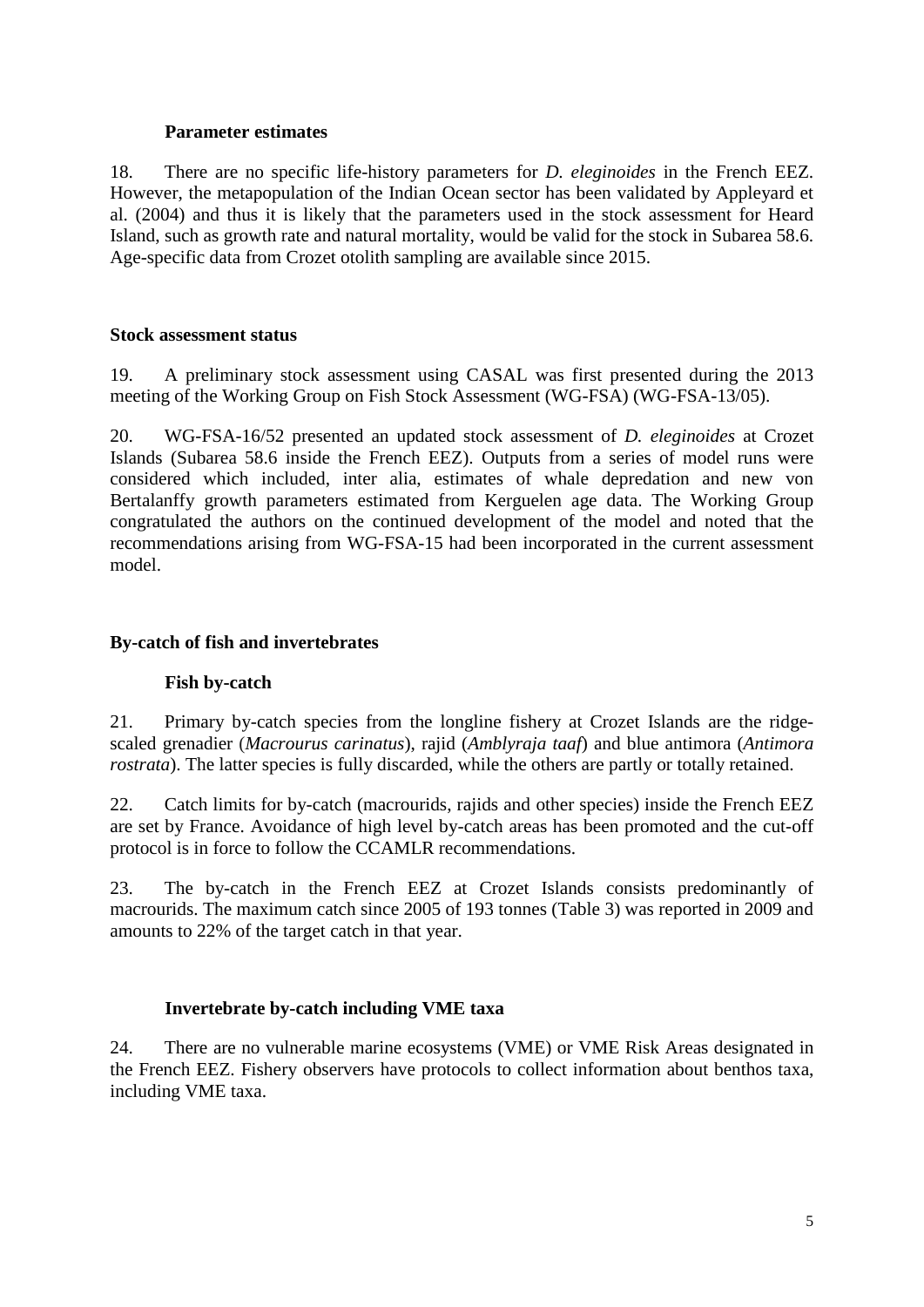### Parameter estimates

18. There are no specific life-history parameters for *D. eleginoides* in the French EEZ. However, the metapopulation of the Indian Ocean sector has been validated by Appleyard et al. (2004) and thus it is likely that the parameters used in the stock assessment for Heard Island, such as growth rate and natural mortality, would be valid for the stock in Subarea 58.6. Age-specific data from Crozet otolith sampling are available since 2015.

## Stock assessment status

19. A preliminary stock assessment using CASAL was first presented during the 2013 meeting of the Working Group on Fish Stock Assessment (WG-FSA) (WG-FSA-13/05).

20. WG-FSA-16/52 presented an updated stock assessment of *D. eleginoides* at Crozet Islands (Subarea 58.6 inside the French EEZ). Outputs from a series of model runs were considered which included, inter alia, estimates of whale depredation and new von Bertalanffy growth parameters estimated from Kerguelen age data. The Working Group congratulated the authors on the continued development of the model and noted that the recommendations arising from WG-FSA-15 had been incorporated in the current assessment model.

## By-catch of fish and invertebrates

### Fish by-catch

21. Primary by-catch species from the longline fishery at Crozet Islands are the ridge-scaled grenadier (*Macrourus carinatus*), rajid (*Amblyraja taaf*) and blue antimora (*Antimora rostrata*). The latter species is fully discarded, while the others are partly or totally retained.

22. Catch limits for by-catch (macrourids, rajids and other species) inside the French EEZ are set by France. Avoidance of high level by-catch areas has been promoted and the cut-off protocol is in force to follow the CCAMLR recommendations.

23. The by-catch in the French EEZ at Crozet Islands consists predominantly of macrourids. The maximum catch since 2005 of 193 tonnes (Table 3) was reported in 2009 and amounts to 22% of the target catch in that year.

### Invertebrate by-catch including VME taxa

24. There are no vulnerable marine ecosystems (VME) or VME Risk Areas designated in the French EEZ. Fishery observers have protocols to collect information about benthos taxa, including VME taxa.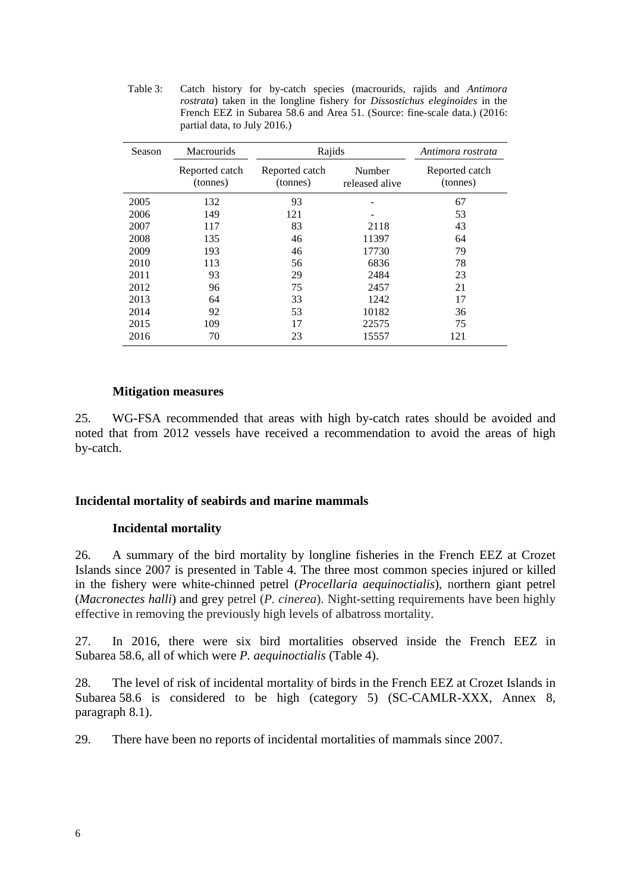Table 3: Catch history for by-catch species (macrourids, rajids and *Antimora rostrata*) taken in the longline fishery for *Dissostichus eleginoides* in the French EEZ in Subarea 58.6 and Area 51. (Source: fine-scale data.) (2016: partial data, to July 2016.)

| Season | Macrourids | Rajids | | *Antimora rostrata* |
|---|---|---|---|---|
| | Reported catch (tonnes) | Reported catch (tonnes) | Number released alive | Reported catch (tonnes) |
| 2005 | 132 | 93 | - | 67 |
| 2006 | 149 | 121 | - | 53 |
| 2007 | 117 | 83 | 2118 | 43 |
| 2008 | 135 | 46 | 11397 | 64 |
| 2009 | 193 | 46 | 17730 | 79 |
| 2010 | 113 | 56 | 6836 | 78 |
| 2011 | 93 | 29 | 2484 | 23 |
| 2012 | 96 | 75 | 2457 | 21 |
| 2013 | 64 | 33 | 1242 | 17 |
| 2014 | 92 | 53 | 10182 | 36 |
| 2015 | 109 | 17 | 22575 | 75 |
| 2016 | 70 | 23 | 15557 | 121 |

### Mitigation measures

25. WG-FSA recommended that areas with high by-catch rates should be avoided and noted that from 2012 vessels have received a recommendation to avoid the areas of high by-catch.

## Incidental mortality of seabirds and marine mammals

### Incidental mortality

26. A summary of the bird mortality by longline fisheries in the French EEZ at Crozet Islands since 2007 is presented in Table 4. The three most common species injured or killed in the fishery were white-chinned petrel (*Procellaria aequinoctialis*), northern giant petrel (*Macronectes halli*) and grey petrel (*P. cinerea*). Night-setting requirements have been highly effective in removing the previously high levels of albatross mortality.

27. In 2016, there were six bird mortalities observed inside the French EEZ in Subarea 58.6, all of which were *P. aequinoctialis* (Table 4).

28. The level of risk of incidental mortality of birds in the French EEZ at Crozet Islands in Subarea 58.6 is considered to be high (category 5) (SC-CAMLR-XXX, Annex 8, paragraph 8.1).

29. There have been no reports of incidental mortalities of mammals since 2007.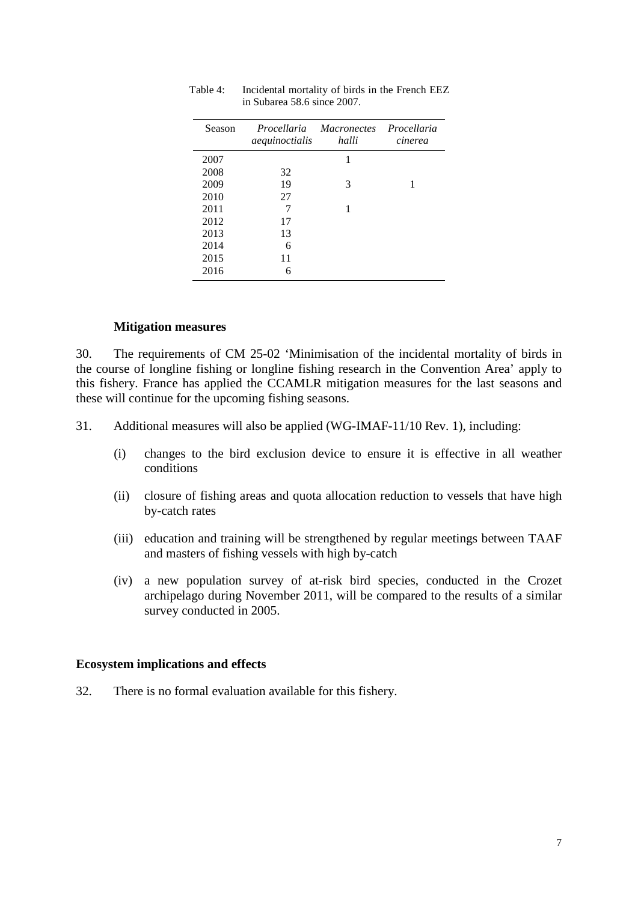Table 4: Incidental mortality of birds in the French EEZ in Subarea 58.6 since 2007.

| Season | *Procellaria aequinoctialis* | *Macronectes halli* | *Procellaria cinerea* |
|---|---|---|---|
| 2007 | | 1 | |
| 2008 | 32 | | |
| 2009 | 19 | 3 | 1 |
| 2010 | 27 | | |
| 2011 | 7 | 1 | |
| 2012 | 17 | | |
| 2013 | 13 | | |
| 2014 | 6 | | |
| 2015 | 11 | | |
| 2016 | 6 | | |

### Mitigation measures

30. The requirements of CM 25-02 'Minimisation of the incidental mortality of birds in the course of longline fishing or longline fishing research in the Convention Area' apply to this fishery. France has applied the CCAMLR mitigation measures for the last seasons and these will continue for the upcoming fishing seasons.

31. Additional measures will also be applied (WG-IMAF-11/10 Rev. 1), including:

(i) changes to the bird exclusion device to ensure it is effective in all weather conditions

(ii) closure of fishing areas and quota allocation reduction to vessels that have high by-catch rates

(iii) education and training will be strengthened by regular meetings between TAAF and masters of fishing vessels with high by-catch

(iv) a new population survey of at-risk bird species, conducted in the Crozet archipelago during November 2011, will be compared to the results of a similar survey conducted in 2005.

## Ecosystem implications and effects

32. There is no formal evaluation available for this fishery.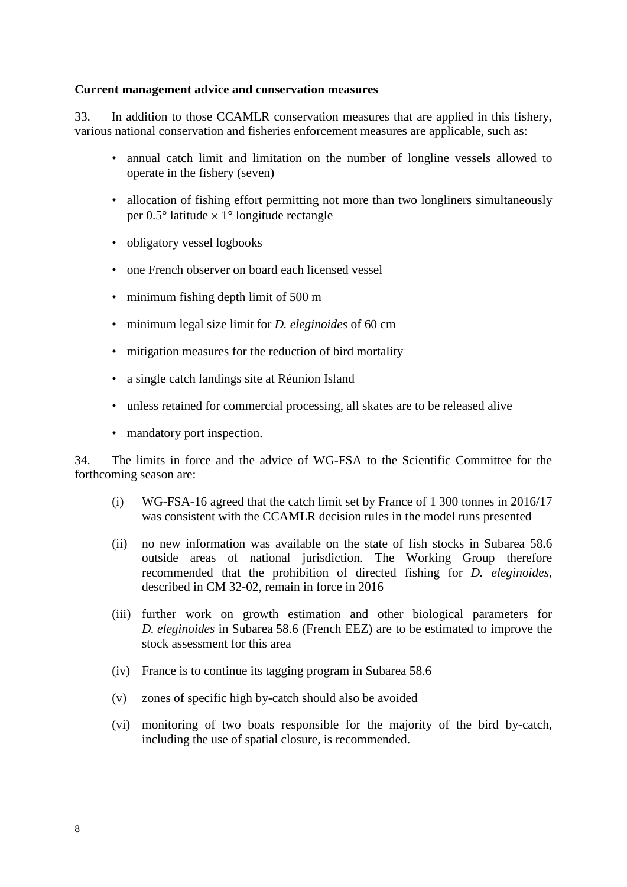**Current management advice and conservation measures**

33. In addition to those CCAMLR conservation measures that are applied in this fishery, various national conservation and fisheries enforcement measures are applicable, such as:

- annual catch limit and limitation on the number of longline vessels allowed to operate in the fishery (seven)
- allocation of fishing effort permitting not more than two longliners simultaneously per 0.5° latitude × 1° longitude rectangle
- obligatory vessel logbooks
- one French observer on board each licensed vessel
- minimum fishing depth limit of 500 m
- minimum legal size limit for *D. eleginoides* of 60 cm
- mitigation measures for the reduction of bird mortality
- a single catch landings site at Réunion Island
- unless retained for commercial processing, all skates are to be released alive
- mandatory port inspection.

34. The limits in force and the advice of WG-FSA to the Scientific Committee for the forthcoming season are:

(i) WG-FSA-16 agreed that the catch limit set by France of 1 300 tonnes in 2016/17 was consistent with the CCAMLR decision rules in the model runs presented

(ii) no new information was available on the state of fish stocks in Subarea 58.6 outside areas of national jurisdiction. The Working Group therefore recommended that the prohibition of directed fishing for *D. eleginoides*, described in CM 32-02, remain in force in 2016

(iii) further work on growth estimation and other biological parameters for *D. eleginoides* in Subarea 58.6 (French EEZ) are to be estimated to improve the stock assessment for this area

(iv) France is to continue its tagging program in Subarea 58.6

(v) zones of specific high by-catch should also be avoided

(vi) monitoring of two boats responsible for the majority of the bird by-catch, including the use of spatial closure, is recommended.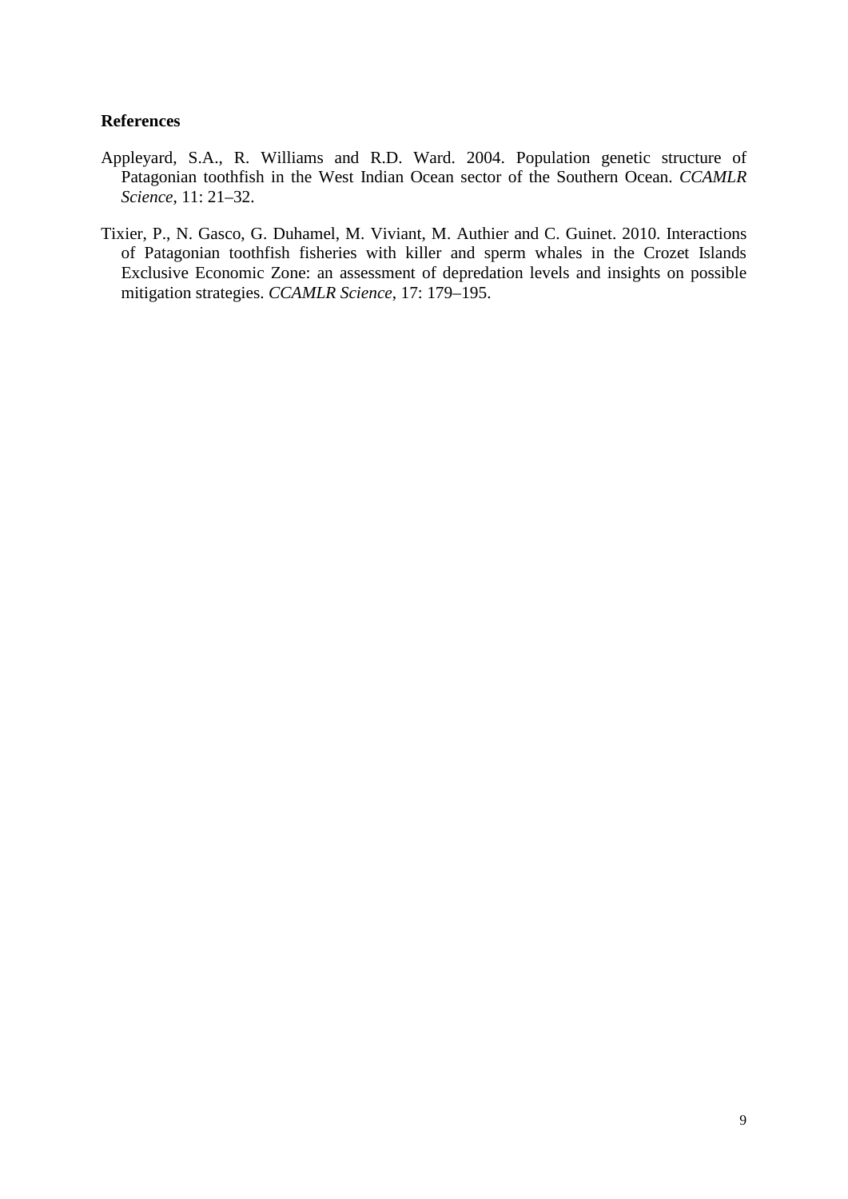### References

Appleyard, S.A., R. Williams and R.D. Ward. 2004. Population genetic structure of Patagonian toothfish in the West Indian Ocean sector of the Southern Ocean. *CCAMLR Science*, 11: 21–32.

Tixier, P., N. Gasco, G. Duhamel, M. Viviant, M. Authier and C. Guinet. 2010. Interactions of Patagonian toothfish fisheries with killer and sperm whales in the Crozet Islands Exclusive Economic Zone: an assessment of depredation levels and insights on possible mitigation strategies. *CCAMLR Science*, 17: 179–195.